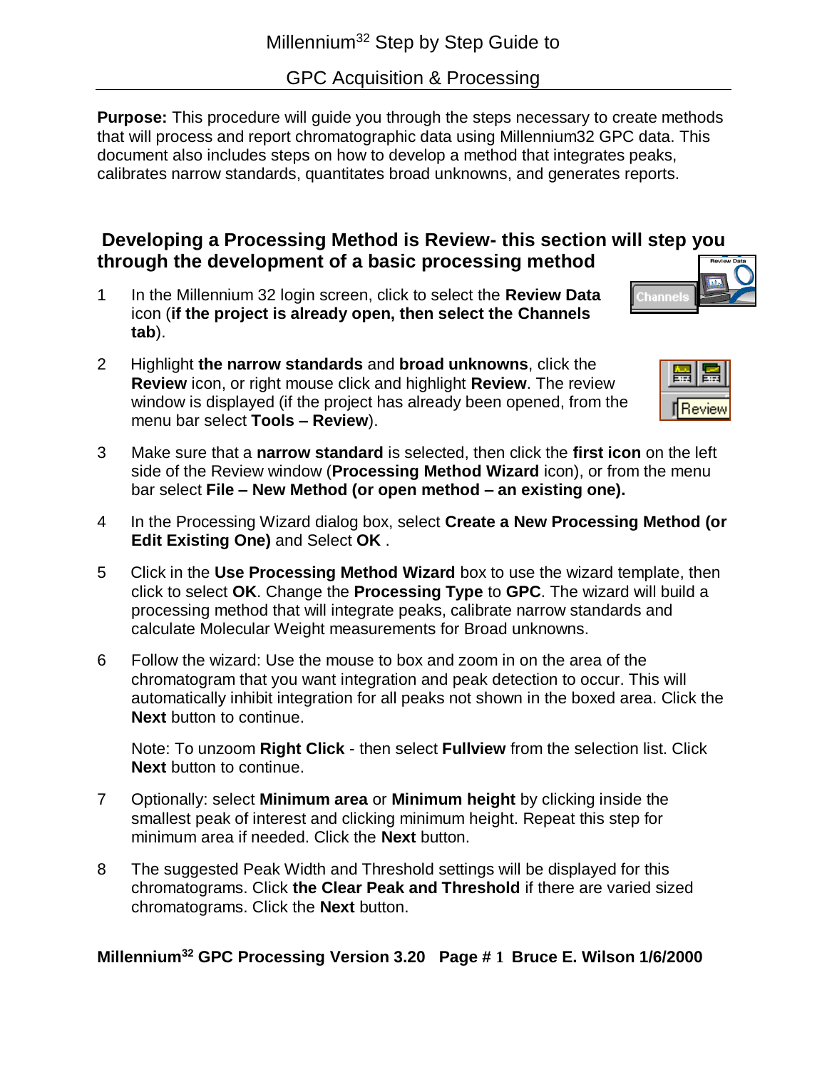# Millennium$^{32}$ Step by Step Guide to

# GPC Acquisition & Processing

**Purpose:** This procedure will guide you through the steps necessary to create methods that will process and report chromatographic data using Millennium32 GPC data. This document also includes steps on how to develop a method that integrates peaks, calibrates narrow standards, quantitates broad unknowns, and generates reports.

## Developing a Processing Method is Review- this section will step you through the development of a basic processing method

1. In the Millennium 32 login screen, click to select the **Review Data** icon (**if the project is already open, then select the Channels tab**).

2. Highlight **the narrow standards** and **broad unknowns**, click the **Review** icon, or right mouse click and highlight **Review**. The review window is displayed (if the project has already been opened, from the menu bar select **Tools – Review**).

3. Make sure that a **narrow standard** is selected, then click the **first icon** on the left side of the Review window (**Processing Method Wizard** icon), or from the menu bar select **File – New Method (or open method – an existing one).**

4. In the Processing Wizard dialog box, select **Create a New Processing Method (or Edit Existing One)** and Select **OK** .

5. Click in the **Use Processing Method Wizard** box to use the wizard template, then click to select **OK**. Change the **Processing Type** to **GPC**. The wizard will build a processing method that will integrate peaks, calibrate narrow standards and calculate Molecular Weight measurements for Broad unknowns.

6. Follow the wizard: Use the mouse to box and zoom in on the area of the chromatogram that you want integration and peak detection to occur. This will automatically inhibit integration for all peaks not shown in the boxed area. Click the **Next** button to continue.

   Note: To unzoom **Right Click** - then select **Fullview** from the selection list. Click **Next** button to continue.

7. Optionally: select **Minimum area** or **Minimum height** by clicking inside the smallest peak of interest and clicking minimum height. Repeat this step for minimum area if needed. Click the **Next** button.

8. The suggested Peak Width and Threshold settings will be displayed for this chromatograms. Click **the Clear Peak and Threshold** if there are varied sized chromatograms. Click the **Next** button.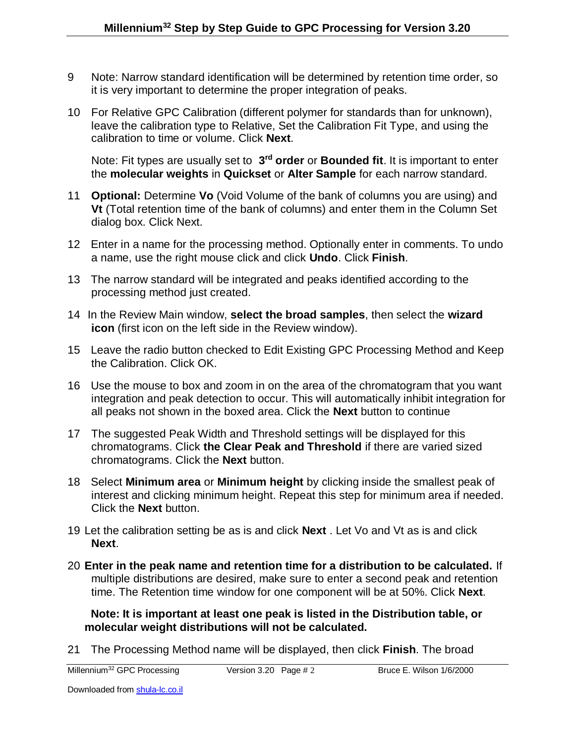9 Note: Narrow standard identification will be determined by retention time order, so it is very important to determine the proper integration of peaks.

10 For Relative GPC Calibration (different polymer for standards than for unknown), leave the calibration type to Relative, Set the Calibration Fit Type, and using the calibration to time or volume. Click **Next**.

   Note: Fit types are usually set to **3rd order** or **Bounded fit**. It is important to enter the **molecular weights** in **Quickset** or **Alter Sample** for each narrow standard.

11 **Optional:** Determine **Vo** (Void Volume of the bank of columns you are using) and **Vt** (Total retention time of the bank of columns) and enter them in the Column Set dialog box. Click Next.

12 Enter in a name for the processing method. Optionally enter in comments. To undo a name, use the right mouse click and click **Undo**. Click **Finish**.

13 The narrow standard will be integrated and peaks identified according to the processing method just created.

14 In the Review Main window, **select the broad samples**, then select the **wizard icon** (first icon on the left side in the Review window).

15 Leave the radio button checked to Edit Existing GPC Processing Method and Keep the Calibration. Click OK.

16 Use the mouse to box and zoom in on the area of the chromatogram that you want integration and peak detection to occur. This will automatically inhibit integration for all peaks not shown in the boxed area. Click the **Next** button to continue

17 The suggested Peak Width and Threshold settings will be displayed for this chromatograms. Click **the Clear Peak and Threshold** if there are varied sized chromatograms. Click the **Next** button.

18 Select **Minimum area** or **Minimum height** by clicking inside the smallest peak of interest and clicking minimum height. Repeat this step for minimum area if needed. Click the **Next** button.

19 Let the calibration setting be as is and click **Next** . Let Vo and Vt as is and click **Next**.

20 **Enter in the peak name and retention time for a distribution to be calculated.** If multiple distributions are desired, make sure to enter a second peak and retention time. The Retention time window for one component will be at 50%. Click **Next**.

   **Note: It is important at least one peak is listed in the Distribution table, or molecular weight distributions will not be calculated.**

21 The Processing Method name will be displayed, then click **Finish**. The broad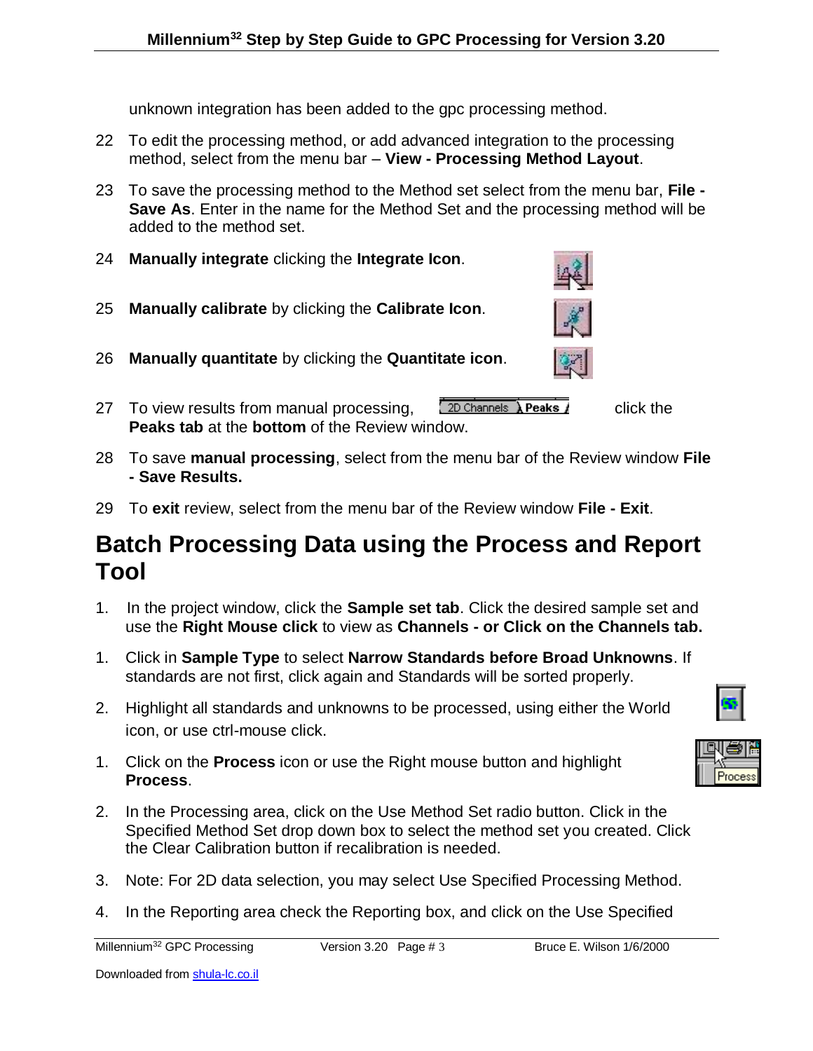unknown integration has been added to the gpc processing method.

22 To edit the processing method, or add advanced integration to the processing method, select from the menu bar – **View - Processing Method Layout**.

23 To save the processing method to the Method set select from the menu bar, **File - Save As**. Enter in the name for the Method Set and the processing method will be added to the method set.

24 **Manually integrate** clicking the **Integrate Icon**.

25 **Manually calibrate** by clicking the **Calibrate Icon**.

26 **Manually quantitate** by clicking the **Quantitate icon**.

27 To view results from manual processing, click the **Peaks tab** at the **bottom** of the Review window.

28 To save **manual processing**, select from the menu bar of the Review window **File - Save Results.**

29 To **exit** review, select from the menu bar of the Review window **File - Exit**.

# Batch Processing Data using the Process and Report Tool

1. In the project window, click the **Sample set tab**. Click the desired sample set and use the **Right Mouse click** to view as **Channels - or Click on the Channels tab.**

1. Click in **Sample Type** to select **Narrow Standards before Broad Unknowns**. If standards are not first, click again and Standards will be sorted properly.

2. Highlight all standards and unknowns to be processed, using either the World icon, or use ctrl-mouse click.

1. Click on the **Process** icon or use the Right mouse button and highlight **Process**.

2. In the Processing area, click on the Use Method Set radio button. Click in the Specified Method Set drop down box to select the method set you created. Click the Clear Calibration button if recalibration is needed.

3. Note: For 2D data selection, you may select Use Specified Processing Method.

4. In the Reporting area check the Reporting box, and click on the Use Specified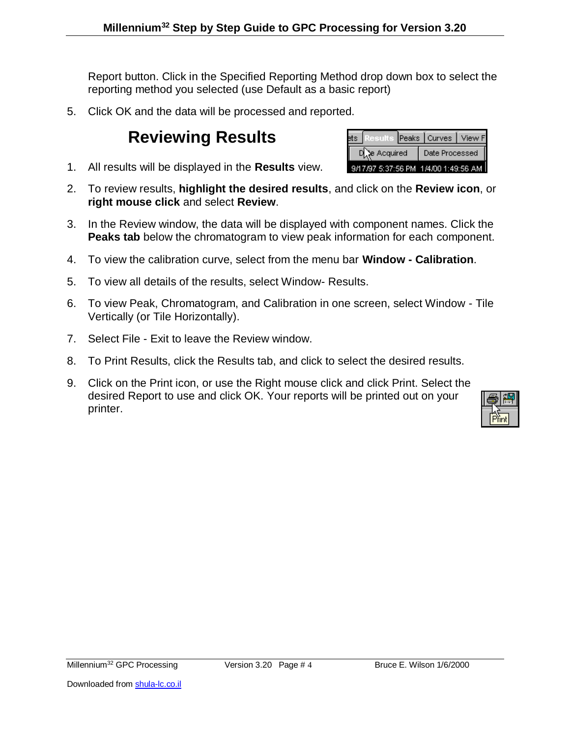Report button. Click in the Specified Reporting Method drop down box to select the reporting method you selected (use Default as a basic report)

5. Click OK and the data will be processed and reported.

## Reviewing Results

1. All results will be displayed in the **Results** view.
2. To review results, **highlight the desired results**, and click on the **Review icon**, or **right mouse click** and select **Review**.
3. In the Review window, the data will be displayed with component names. Click the **Peaks tab** below the chromatogram to view peak information for each component.
4. To view the calibration curve, select from the menu bar **Window - Calibration**.
5. To view all details of the results, select Window- Results.
6. To view Peak, Chromatogram, and Calibration in one screen, select Window - Tile Vertically (or Tile Horizontally).
7. Select File - Exit to leave the Review window.
8. To Print Results, click the Results tab, and click to select the desired results.
9. Click on the Print icon, or use the Right mouse click and click Print. Select the desired Report to use and click OK. Your reports will be printed out on your printer.

Downloaded from shula-lc.co.il